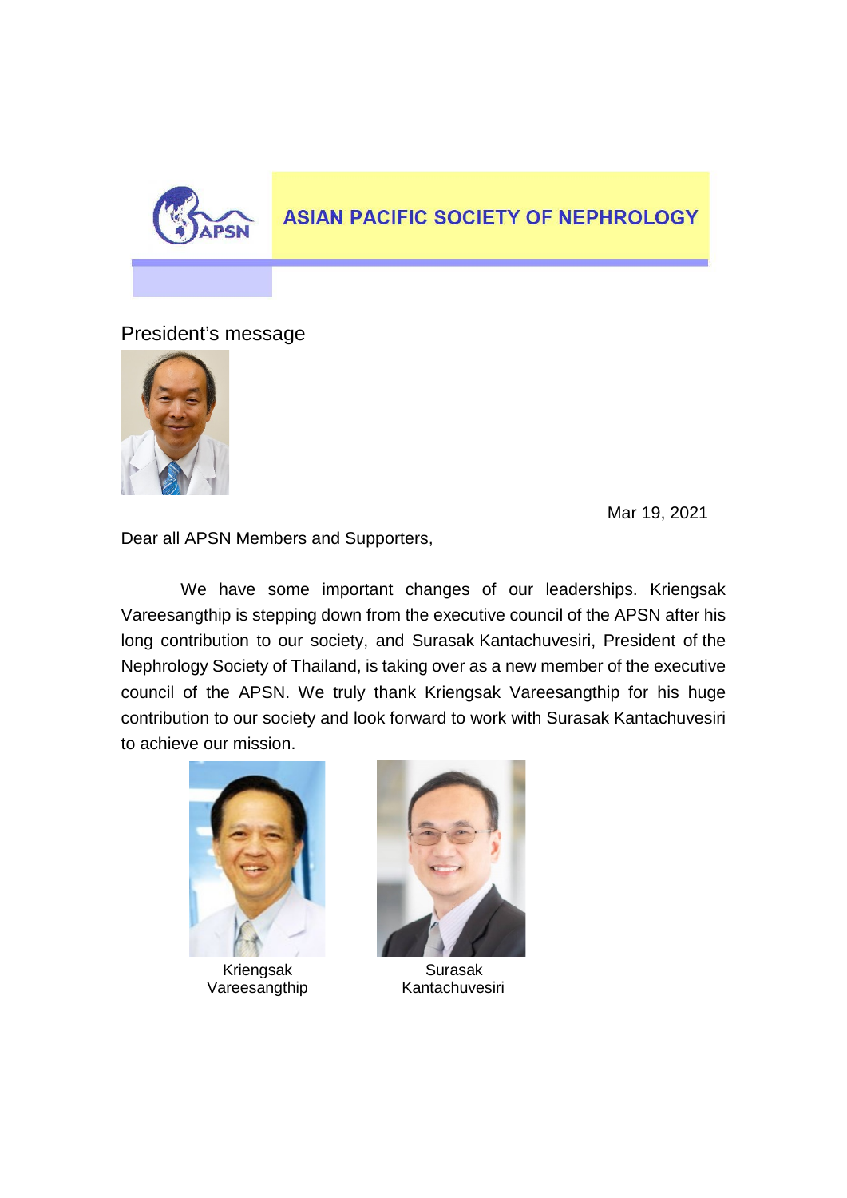# ASIAN PACIFIC SOCIETY OF NEPHROLOGY

## President's message

Mar 19, 2021

Dear all APSN Members and Supporters,

We have some important changes of our leaderships. Kriengsak Vareesangthip is stepping down from the executive council of the APSN after his long contribution to our society, and Surasak Kantachuvesiri, President of the Nephrology Society of Thailand, is taking over as a new member of the executive council of the APSN. We truly thank Kriengsak Vareesangthip for his huge contribution to our society and look forward to work with Surasak Kantachuvesiri to achieve our mission.

Kriengsak Vareesangthip

Surasak Kantachuvesiri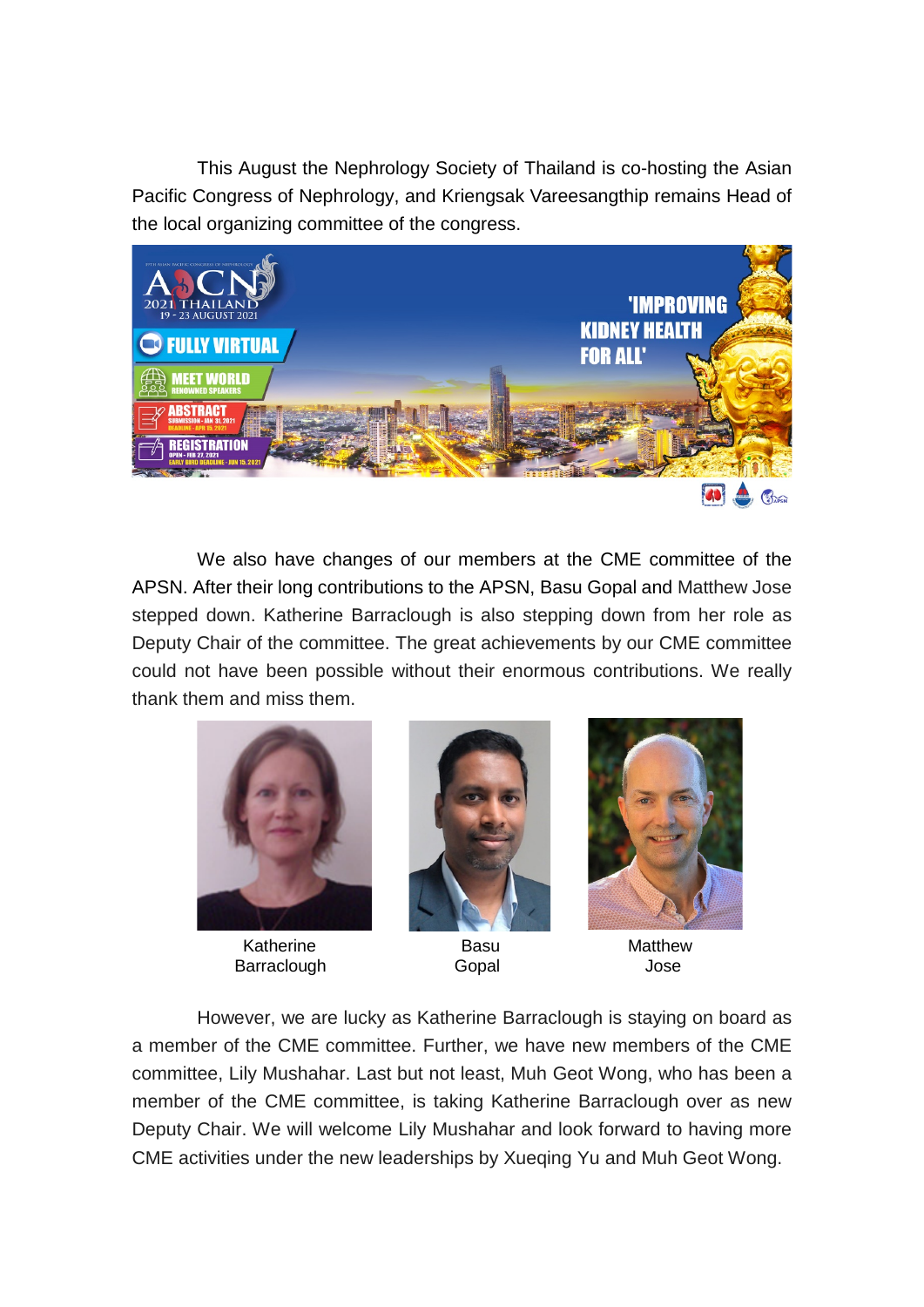This August the Nephrology Society of Thailand is co-hosting the Asian Pacific Congress of Nephrology, and Kriengsak Vareesangthip remains Head of the local organizing committee of the congress.

We also have changes of our members at the CME committee of the APSN. After their long contributions to the APSN, Basu Gopal and Matthew Jose stepped down. Katherine Barraclough is also stepping down from her role as Deputy Chair of the committee. The great achievements by our CME committee could not have been possible without their enormous contributions. We really thank them and miss them.

Katherine Barraclough

Basu Gopal

Matthew Jose

However, we are lucky as Katherine Barraclough is staying on board as a member of the CME committee. Further, we have new members of the CME committee, Lily Mushahar. Last but not least, Muh Geot Wong, who has been a member of the CME committee, is taking Katherine Barraclough over as new Deputy Chair. We will welcome Lily Mushahar and look forward to having more CME activities under the new leaderships by Xueqing Yu and Muh Geot Wong.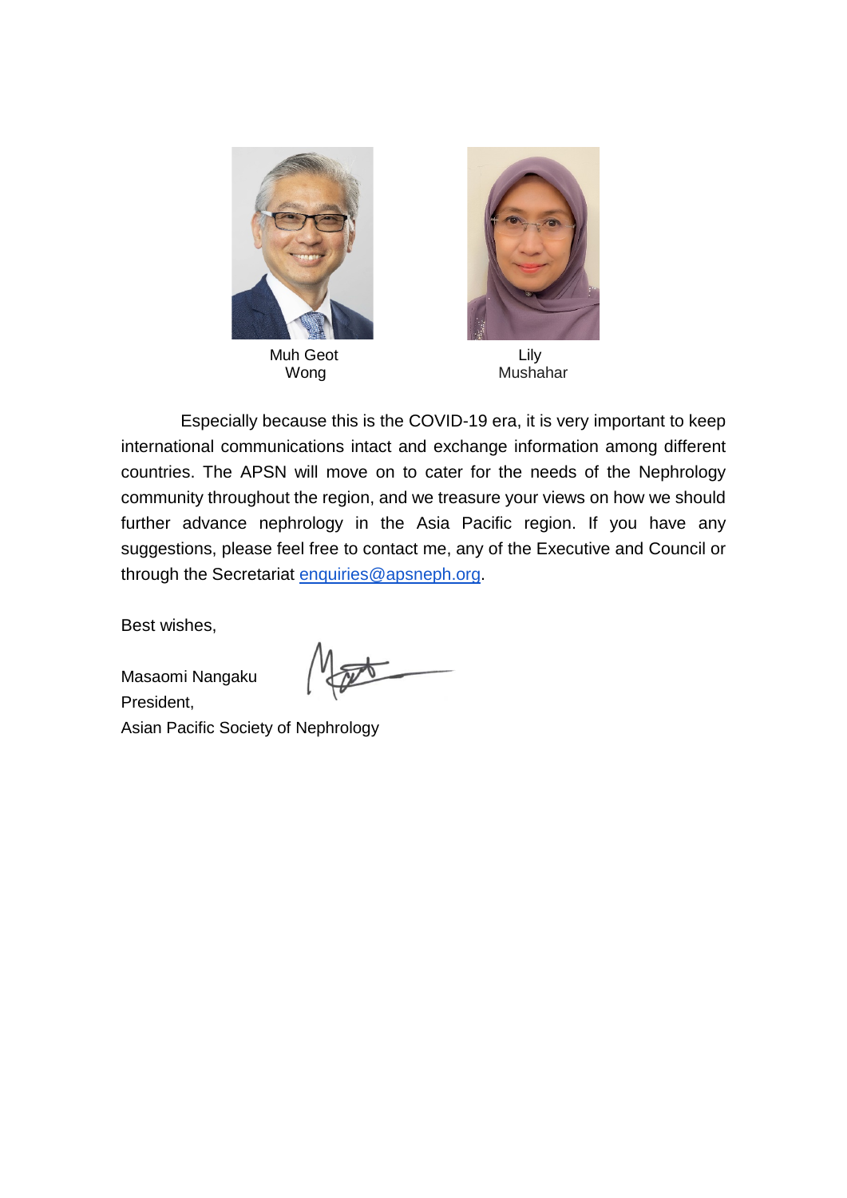Muh Geot Wong

Lily Mushahar

Especially because this is the COVID-19 era, it is very important to keep international communications intact and exchange information among different countries. The APSN will move on to cater for the needs of the Nephrology community throughout the region, and we treasure your views on how we should further advance nephrology in the Asia Pacific region. If you have any suggestions, please feel free to contact me, any of the Executive and Council or through the Secretariat enquiries@apsneph.org.

Best wishes,

Masaomi Nangaku
President,
Asian Pacific Society of Nephrology